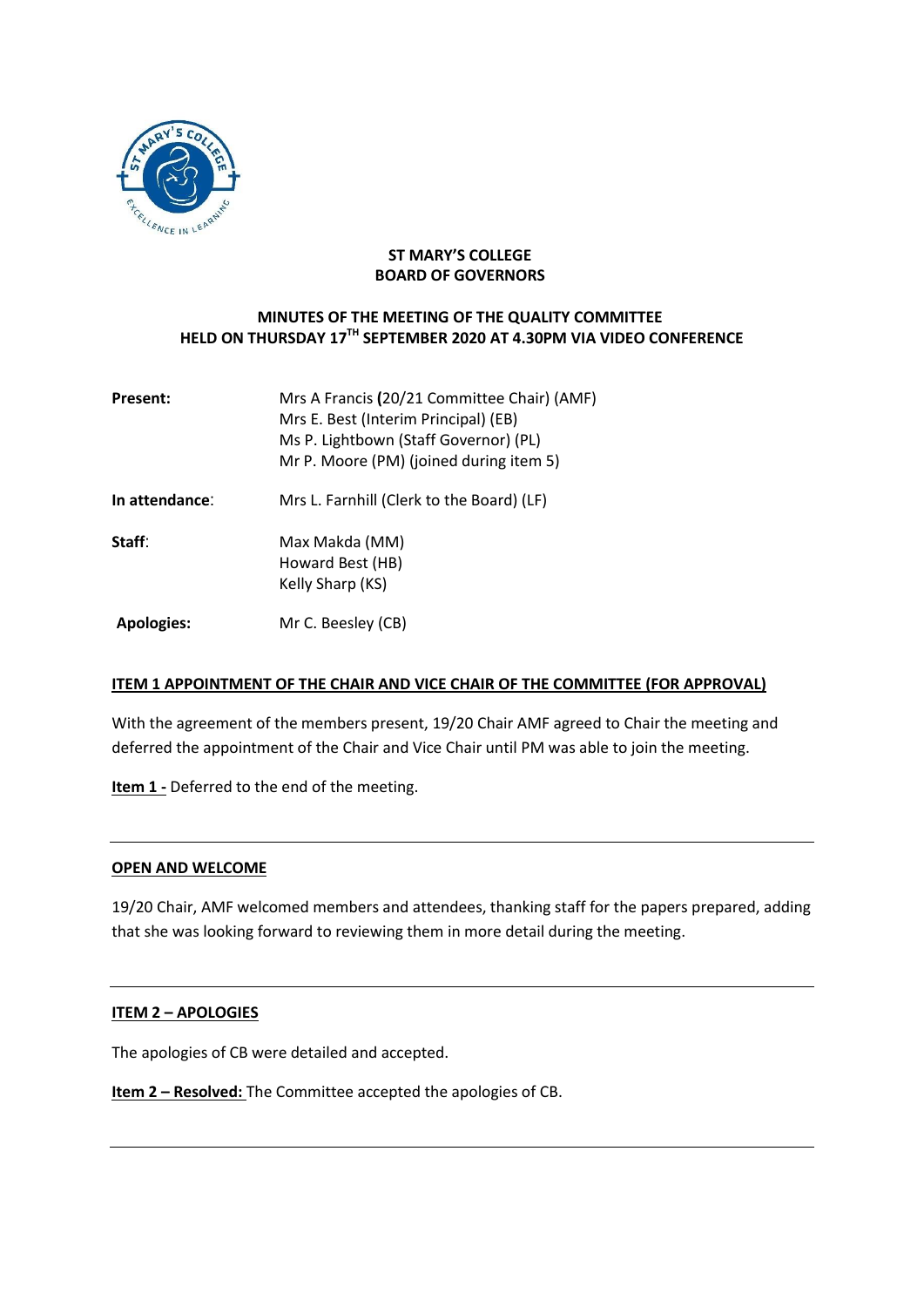**ST MARY'S COLLEGE**
**BOARD OF GOVERNORS**

**MINUTES OF THE MEETING OF THE QUALITY COMMITTEE**
**HELD ON THURSDAY 17TH SEPTEMBER 2020 AT 4.30PM VIA VIDEO CONFERENCE**

| | |
|---|---|
| **Present:** | Mrs A Francis **(**20/21 Committee Chair) (AMF)<br>Mrs E. Best (Interim Principal) (EB)<br>Ms P. Lightbown (Staff Governor) (PL)<br>Mr P. Moore (PM) (joined during item 5) |
| **In attendance**: | Mrs L. Farnhill (Clerk to the Board) (LF) |
| **Staff**: | Max Makda (MM)<br>Howard Best (HB)<br>Kelly Sharp (KS) |
| **Apologies:** | Mr C. Beesley (CB) |

**ITEM 1 APPOINTMENT OF THE CHAIR AND VICE CHAIR OF THE COMMITTEE (FOR APPROVAL)**

With the agreement of the members present, 19/20 Chair AMF agreed to Chair the meeting and deferred the appointment of the Chair and Vice Chair until PM was able to join the meeting.

**Item 1 -** Deferred to the end of the meeting.

---

**OPEN AND WELCOME**

19/20 Chair, AMF welcomed members and attendees, thanking staff for the papers prepared, adding that she was looking forward to reviewing them in more detail during the meeting.

---

**ITEM 2 – APOLOGIES**

The apologies of CB were detailed and accepted.

**Item 2 – Resolved:** The Committee accepted the apologies of CB.

---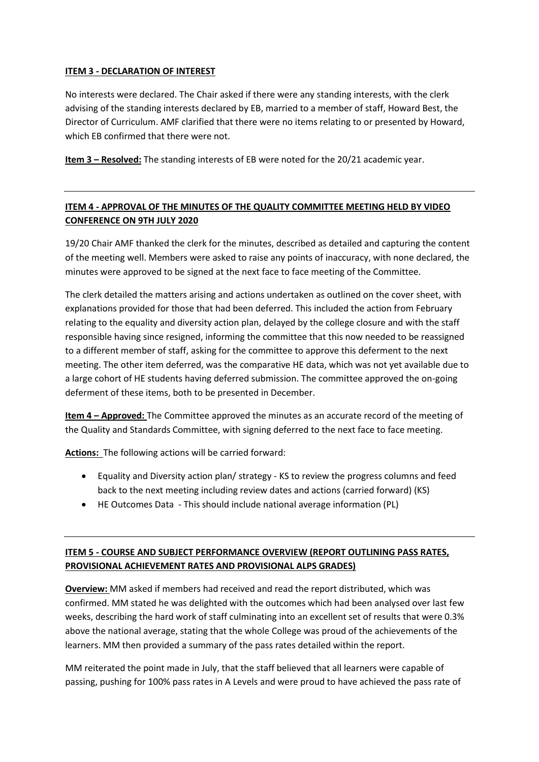## ITEM 3 - DECLARATION OF INTEREST

No interests were declared. The Chair asked if there were any standing interests, with the clerk advising of the standing interests declared by EB, married to a member of staff, Howard Best, the Director of Curriculum. AMF clarified that there were no items relating to or presented by Howard, which EB confirmed that there were not.

**Item 3 – Resolved:** The standing interests of EB were noted for the 20/21 academic year.

---

## ITEM 4 - APPROVAL OF THE MINUTES OF THE QUALITY COMMITTEE MEETING HELD BY VIDEO CONFERENCE ON 9TH JULY 2020

19/20 Chair AMF thanked the clerk for the minutes, described as detailed and capturing the content of the meeting well. Members were asked to raise any points of inaccuracy, with none declared, the minutes were approved to be signed at the next face to face meeting of the Committee.

The clerk detailed the matters arising and actions undertaken as outlined on the cover sheet, with explanations provided for those that had been deferred. This included the action from February relating to the equality and diversity action plan, delayed by the college closure and with the staff responsible having since resigned, informing the committee that this now needed to be reassigned to a different member of staff, asking for the committee to approve this deferment to the next meeting. The other item deferred, was the comparative HE data, which was not yet available due to a large cohort of HE students having deferred submission. The committee approved the on-going deferment of these items, both to be presented in December.

**Item 4 – Approved:** The Committee approved the minutes as an accurate record of the meeting of the Quality and Standards Committee, with signing deferred to the next face to face meeting.

**Actions:** The following actions will be carried forward:

- Equality and Diversity action plan/ strategy - KS to review the progress columns and feed back to the next meeting including review dates and actions (carried forward) (KS)
- HE Outcomes Data - This should include national average information (PL)

---

## ITEM 5 - COURSE AND SUBJECT PERFORMANCE OVERVIEW (REPORT OUTLINING PASS RATES, PROVISIONAL ACHIEVEMENT RATES AND PROVISIONAL ALPS GRADES)

**Overview:** MM asked if members had received and read the report distributed, which was confirmed. MM stated he was delighted with the outcomes which had been analysed over last few weeks, describing the hard work of staff culminating into an excellent set of results that were 0.3% above the national average, stating that the whole College was proud of the achievements of the learners. MM then provided a summary of the pass rates detailed within the report.

MM reiterated the point made in July, that the staff believed that all learners were capable of passing, pushing for 100% pass rates in A Levels and were proud to have achieved the pass rate of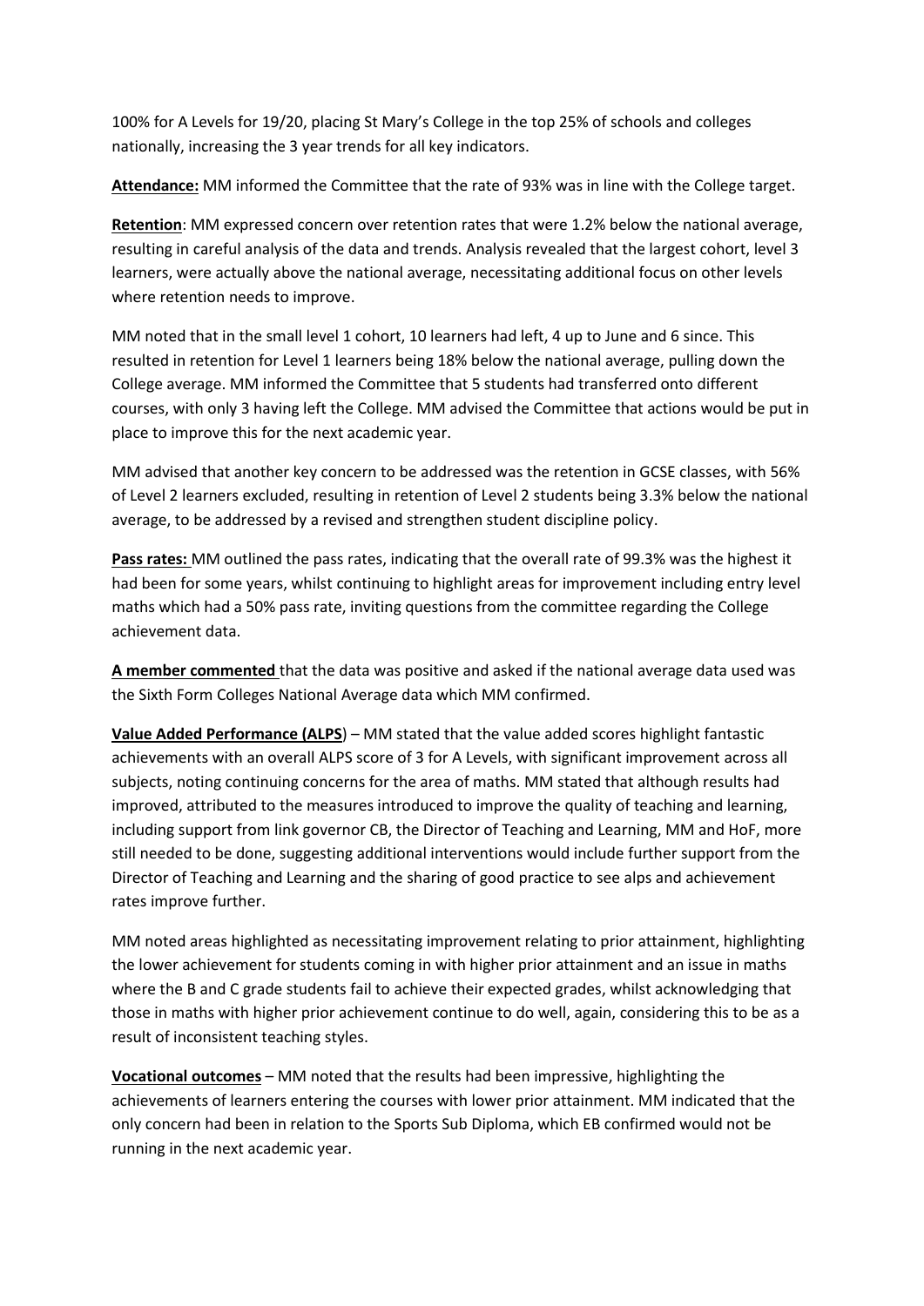100% for A Levels for 19/20, placing St Mary's College in the top 25% of schools and colleges nationally, increasing the 3 year trends for all key indicators.

**Attendance:** MM informed the Committee that the rate of 93% was in line with the College target.

**Retention**: MM expressed concern over retention rates that were 1.2% below the national average, resulting in careful analysis of the data and trends. Analysis revealed that the largest cohort, level 3 learners, were actually above the national average, necessitating additional focus on other levels where retention needs to improve.

MM noted that in the small level 1 cohort, 10 learners had left, 4 up to June and 6 since. This resulted in retention for Level 1 learners being 18% below the national average, pulling down the College average. MM informed the Committee that 5 students had transferred onto different courses, with only 3 having left the College. MM advised the Committee that actions would be put in place to improve this for the next academic year.

MM advised that another key concern to be addressed was the retention in GCSE classes, with 56% of Level 2 learners excluded, resulting in retention of Level 2 students being 3.3% below the national average, to be addressed by a revised and strengthen student discipline policy.

**Pass rates:** MM outlined the pass rates, indicating that the overall rate of 99.3% was the highest it had been for some years, whilst continuing to highlight areas for improvement including entry level maths which had a 50% pass rate, inviting questions from the committee regarding the College achievement data.

**A member commented** that the data was positive and asked if the national average data used was the Sixth Form Colleges National Average data which MM confirmed.

**Value Added Performance (ALPS**) – MM stated that the value added scores highlight fantastic achievements with an overall ALPS score of 3 for A Levels, with significant improvement across all subjects, noting continuing concerns for the area of maths. MM stated that although results had improved, attributed to the measures introduced to improve the quality of teaching and learning, including support from link governor CB, the Director of Teaching and Learning, MM and HoF, more still needed to be done, suggesting additional interventions would include further support from the Director of Teaching and Learning and the sharing of good practice to see alps and achievement rates improve further.

MM noted areas highlighted as necessitating improvement relating to prior attainment, highlighting the lower achievement for students coming in with higher prior attainment and an issue in maths where the B and C grade students fail to achieve their expected grades, whilst acknowledging that those in maths with higher prior achievement continue to do well, again, considering this to be as a result of inconsistent teaching styles.

**Vocational outcomes** – MM noted that the results had been impressive, highlighting the achievements of learners entering the courses with lower prior attainment. MM indicated that the only concern had been in relation to the Sports Sub Diploma, which EB confirmed would not be running in the next academic year.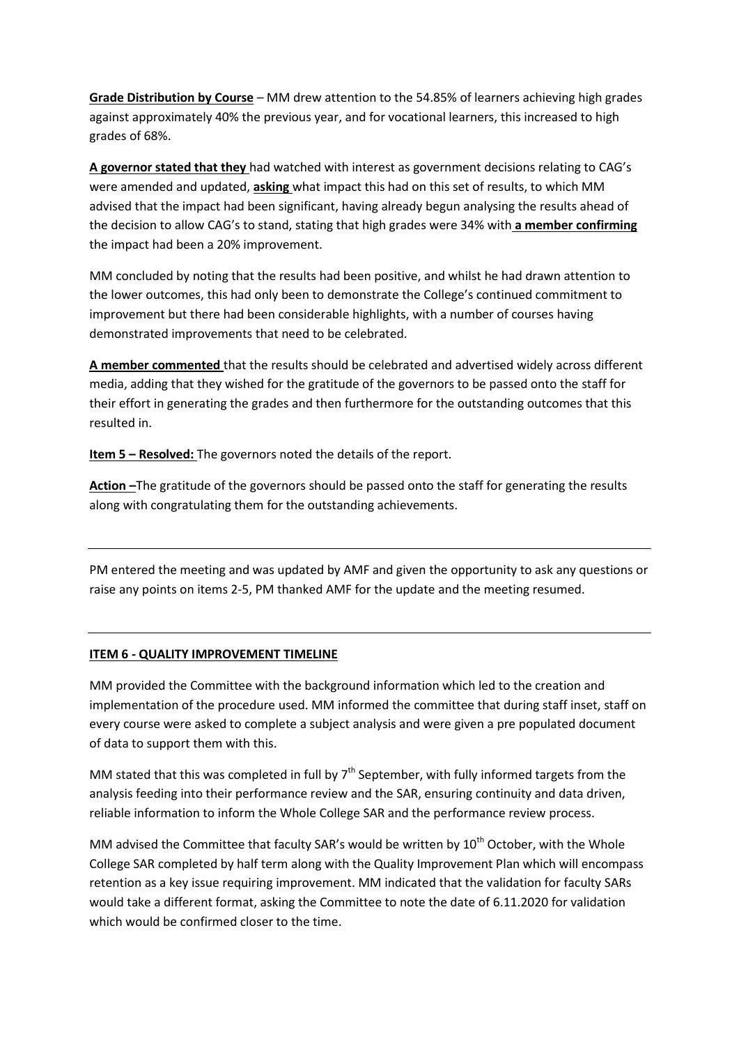**Grade Distribution by Course** – MM drew attention to the 54.85% of learners achieving high grades against approximately 40% the previous year, and for vocational learners, this increased to high grades of 68%.

**A governor stated that they** had watched with interest as government decisions relating to CAG's were amended and updated, **asking** what impact this had on this set of results, to which MM advised that the impact had been significant, having already begun analysing the results ahead of the decision to allow CAG's to stand, stating that high grades were 34% with **a member confirming** the impact had been a 20% improvement.

MM concluded by noting that the results had been positive, and whilst he had drawn attention to the lower outcomes, this had only been to demonstrate the College's continued commitment to improvement but there had been considerable highlights, with a number of courses having demonstrated improvements that need to be celebrated.

**A member commented** that the results should be celebrated and advertised widely across different media, adding that they wished for the gratitude of the governors to be passed onto the staff for their effort in generating the grades and then furthermore for the outstanding outcomes that this resulted in.

**Item 5 – Resolved:** The governors noted the details of the report.

**Action –**The gratitude of the governors should be passed onto the staff for generating the results along with congratulating them for the outstanding achievements.

---

PM entered the meeting and was updated by AMF and given the opportunity to ask any questions or raise any points on items 2-5, PM thanked AMF for the update and the meeting resumed.

---

**ITEM 6 - QUALITY IMPROVEMENT TIMELINE**

MM provided the Committee with the background information which led to the creation and implementation of the procedure used. MM informed the committee that during staff inset, staff on every course were asked to complete a subject analysis and were given a pre populated document of data to support them with this.

MM stated that this was completed in full by 7th September, with fully informed targets from the analysis feeding into their performance review and the SAR, ensuring continuity and data driven, reliable information to inform the Whole College SAR and the performance review process.

MM advised the Committee that faculty SAR's would be written by 10th October, with the Whole College SAR completed by half term along with the Quality Improvement Plan which will encompass retention as a key issue requiring improvement. MM indicated that the validation for faculty SARs would take a different format, asking the Committee to note the date of 6.11.2020 for validation which would be confirmed closer to the time.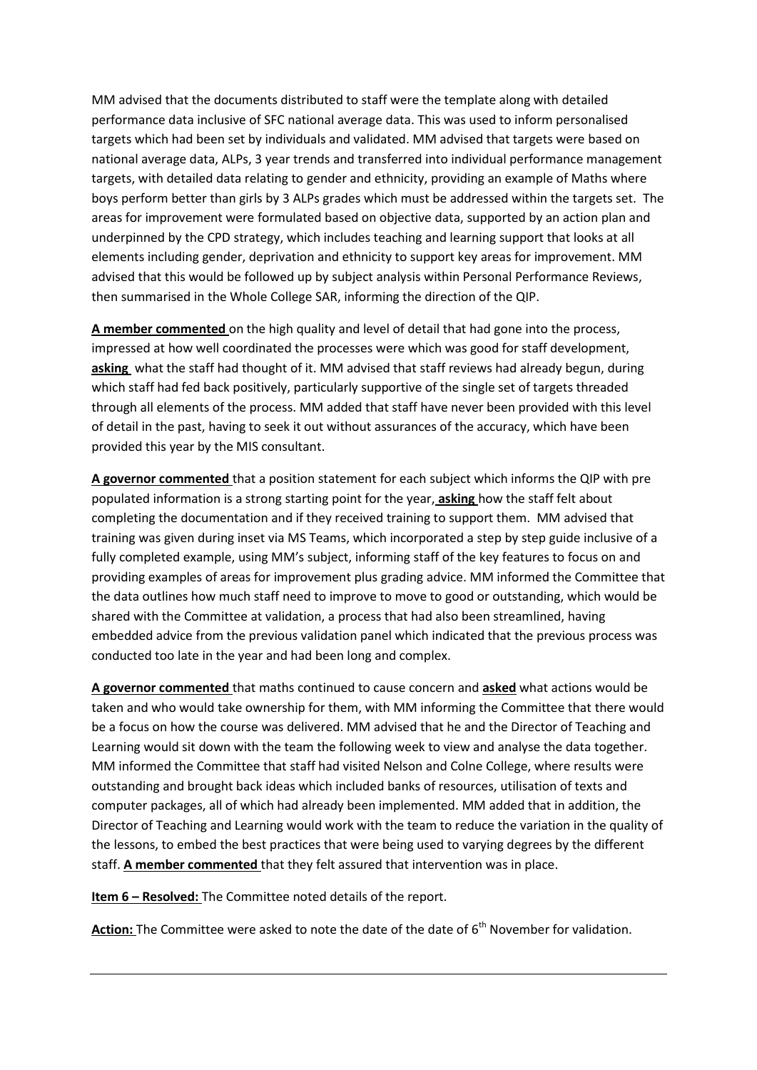MM advised that the documents distributed to staff were the template along with detailed performance data inclusive of SFC national average data. This was used to inform personalised targets which had been set by individuals and validated. MM advised that targets were based on national average data, ALPs, 3 year trends and transferred into individual performance management targets, with detailed data relating to gender and ethnicity, providing an example of Maths where boys perform better than girls by 3 ALPs grades which must be addressed within the targets set. The areas for improvement were formulated based on objective data, supported by an action plan and underpinned by the CPD strategy, which includes teaching and learning support that looks at all elements including gender, deprivation and ethnicity to support key areas for improvement. MM advised that this would be followed up by subject analysis within Personal Performance Reviews, then summarised in the Whole College SAR, informing the direction of the QIP.

**A member commented** on the high quality and level of detail that had gone into the process, impressed at how well coordinated the processes were which was good for staff development, **asking** what the staff had thought of it. MM advised that staff reviews had already begun, during which staff had fed back positively, particularly supportive of the single set of targets threaded through all elements of the process. MM added that staff have never been provided with this level of detail in the past, having to seek it out without assurances of the accuracy, which have been provided this year by the MIS consultant.

**A governor commented** that a position statement for each subject which informs the QIP with pre populated information is a strong starting point for the year, **asking** how the staff felt about completing the documentation and if they received training to support them. MM advised that training was given during inset via MS Teams, which incorporated a step by step guide inclusive of a fully completed example, using MM's subject, informing staff of the key features to focus on and providing examples of areas for improvement plus grading advice. MM informed the Committee that the data outlines how much staff need to improve to move to good or outstanding, which would be shared with the Committee at validation, a process that had also been streamlined, having embedded advice from the previous validation panel which indicated that the previous process was conducted too late in the year and had been long and complex.

**A governor commented** that maths continued to cause concern and **asked** what actions would be taken and who would take ownership for them, with MM informing the Committee that there would be a focus on how the course was delivered. MM advised that he and the Director of Teaching and Learning would sit down with the team the following week to view and analyse the data together. MM informed the Committee that staff had visited Nelson and Colne College, where results were outstanding and brought back ideas which included banks of resources, utilisation of texts and computer packages, all of which had already been implemented. MM added that in addition, the Director of Teaching and Learning would work with the team to reduce the variation in the quality of the lessons, to embed the best practices that were being used to varying degrees by the different staff. **A member commented** that they felt assured that intervention was in place.

**Item 6 – Resolved:** The Committee noted details of the report.

**Action:** The Committee were asked to note the date of the date of 6th November for validation.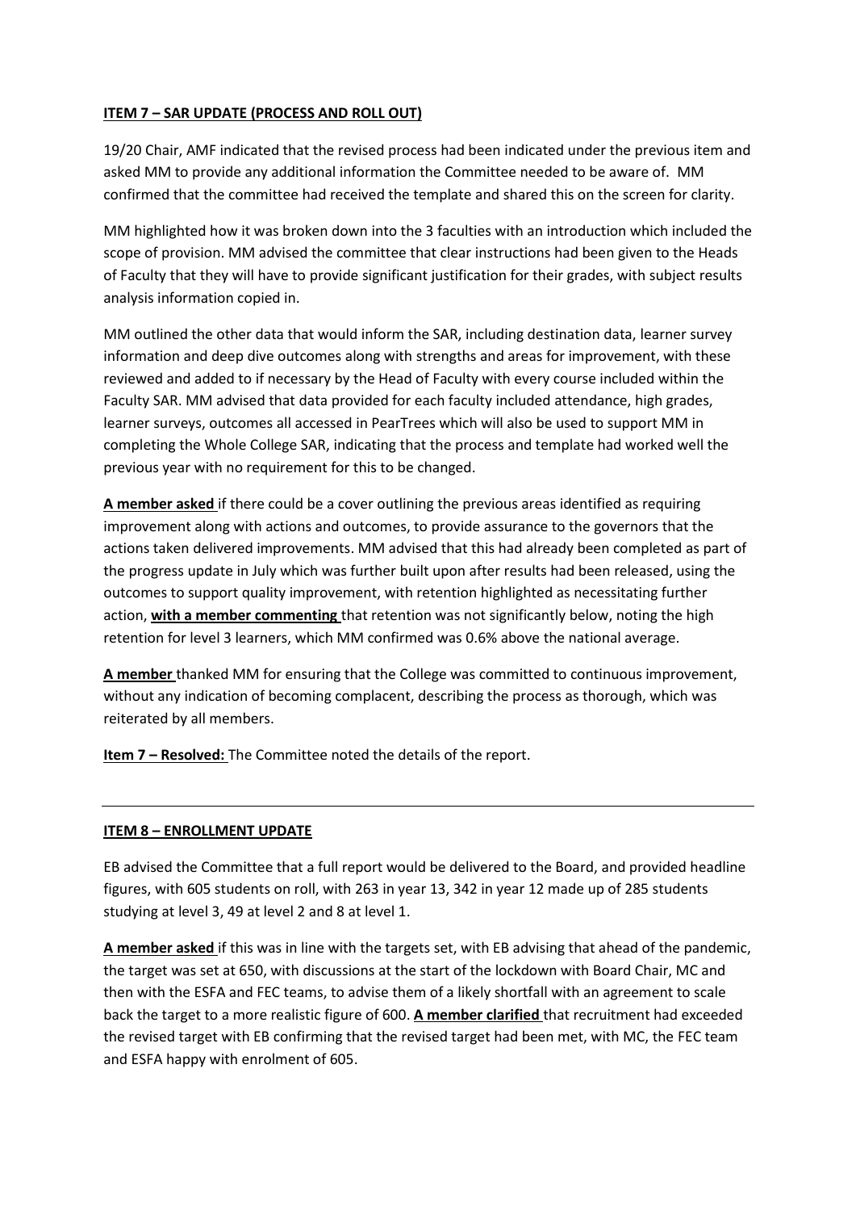**ITEM 7 – SAR UPDATE (PROCESS AND ROLL OUT)**

19/20 Chair, AMF indicated that the revised process had been indicated under the previous item and asked MM to provide any additional information the Committee needed to be aware of. MM confirmed that the committee had received the template and shared this on the screen for clarity.

MM highlighted how it was broken down into the 3 faculties with an introduction which included the scope of provision. MM advised the committee that clear instructions had been given to the Heads of Faculty that they will have to provide significant justification for their grades, with subject results analysis information copied in.

MM outlined the other data that would inform the SAR, including destination data, learner survey information and deep dive outcomes along with strengths and areas for improvement, with these reviewed and added to if necessary by the Head of Faculty with every course included within the Faculty SAR. MM advised that data provided for each faculty included attendance, high grades, learner surveys, outcomes all accessed in PearTrees which will also be used to support MM in completing the Whole College SAR, indicating that the process and template had worked well the previous year with no requirement for this to be changed.

**A member asked** if there could be a cover outlining the previous areas identified as requiring improvement along with actions and outcomes, to provide assurance to the governors that the actions taken delivered improvements. MM advised that this had already been completed as part of the progress update in July which was further built upon after results had been released, using the outcomes to support quality improvement, with retention highlighted as necessitating further action, **with a member commenting** that retention was not significantly below, noting the high retention for level 3 learners, which MM confirmed was 0.6% above the national average.

**A member** thanked MM for ensuring that the College was committed to continuous improvement, without any indication of becoming complacent, describing the process as thorough, which was reiterated by all members.

**Item 7 – Resolved:** The Committee noted the details of the report.

---

**ITEM 8 – ENROLLMENT UPDATE**

EB advised the Committee that a full report would be delivered to the Board, and provided headline figures, with 605 students on roll, with 263 in year 13, 342 in year 12 made up of 285 students studying at level 3, 49 at level 2 and 8 at level 1.

**A member asked** if this was in line with the targets set, with EB advising that ahead of the pandemic, the target was set at 650, with discussions at the start of the lockdown with Board Chair, MC and then with the ESFA and FEC teams, to advise them of a likely shortfall with an agreement to scale back the target to a more realistic figure of 600. **A member clarified** that recruitment had exceeded the revised target with EB confirming that the revised target had been met, with MC, the FEC team and ESFA happy with enrolment of 605.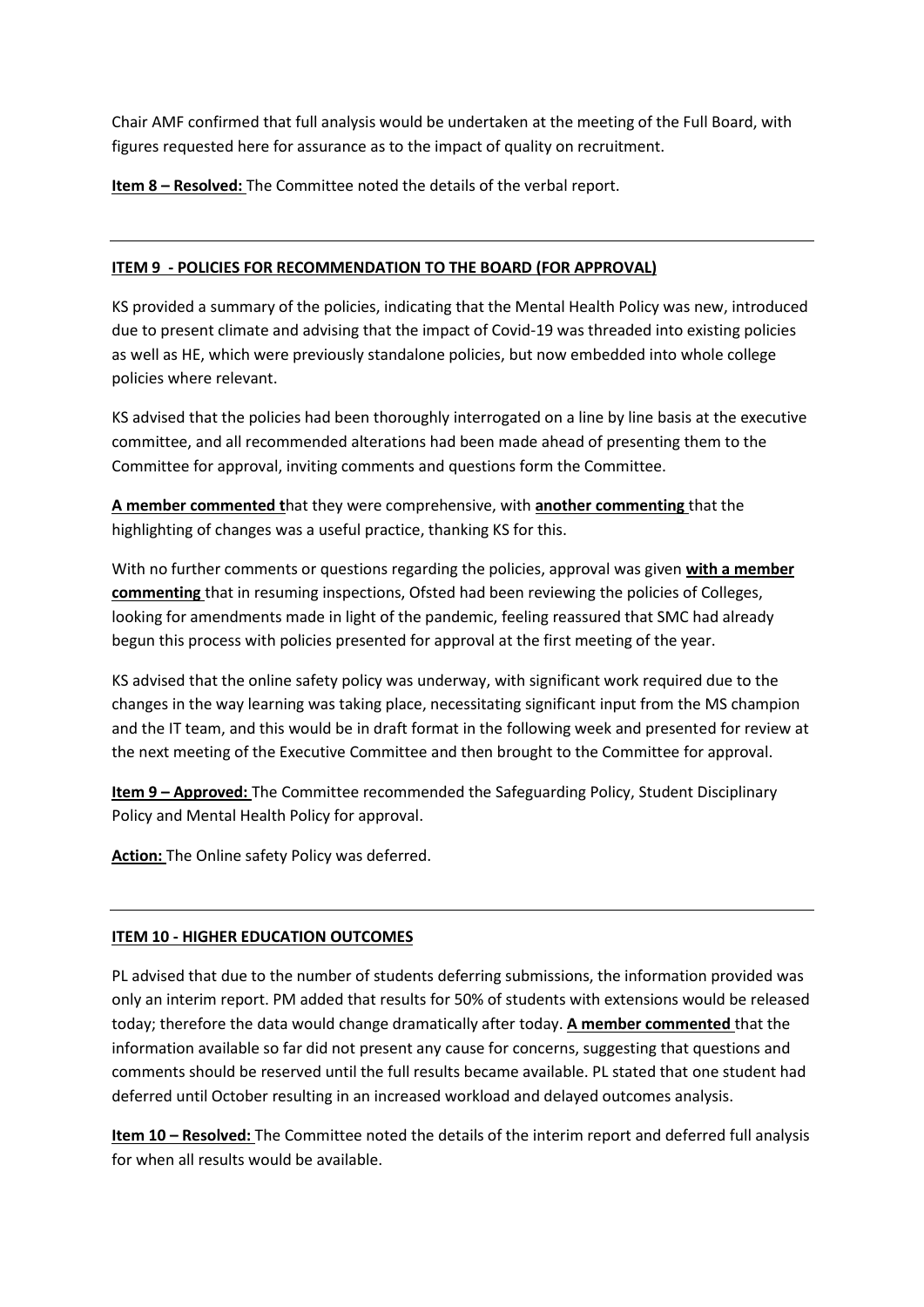Chair AMF confirmed that full analysis would be undertaken at the meeting of the Full Board, with figures requested here for assurance as to the impact of quality on recruitment.

**Item 8 – Resolved:** The Committee noted the details of the verbal report.

---

## ITEM 9 - POLICIES FOR RECOMMENDATION TO THE BOARD (FOR APPROVAL)

KS provided a summary of the policies, indicating that the Mental Health Policy was new, introduced due to present climate and advising that the impact of Covid-19 was threaded into existing policies as well as HE, which were previously standalone policies, but now embedded into whole college policies where relevant.

KS advised that the policies had been thoroughly interrogated on a line by line basis at the executive committee, and all recommended alterations had been made ahead of presenting them to the Committee for approval, inviting comments and questions form the Committee.

**A member commented t**hat they were comprehensive, with **another commenting** that the highlighting of changes was a useful practice, thanking KS for this.

With no further comments or questions regarding the policies, approval was given **with a member commenting** that in resuming inspections, Ofsted had been reviewing the policies of Colleges, looking for amendments made in light of the pandemic, feeling reassured that SMC had already begun this process with policies presented for approval at the first meeting of the year.

KS advised that the online safety policy was underway, with significant work required due to the changes in the way learning was taking place, necessitating significant input from the MS champion and the IT team, and this would be in draft format in the following week and presented for review at the next meeting of the Executive Committee and then brought to the Committee for approval.

**Item 9 – Approved:** The Committee recommended the Safeguarding Policy, Student Disciplinary Policy and Mental Health Policy for approval.

**Action:** The Online safety Policy was deferred.

---

## ITEM 10 - HIGHER EDUCATION OUTCOMES

PL advised that due to the number of students deferring submissions, the information provided was only an interim report. PM added that results for 50% of students with extensions would be released today; therefore the data would change dramatically after today. **A member commented** that the information available so far did not present any cause for concerns, suggesting that questions and comments should be reserved until the full results became available. PL stated that one student had deferred until October resulting in an increased workload and delayed outcomes analysis.

**Item 10 – Resolved:** The Committee noted the details of the interim report and deferred full analysis for when all results would be available.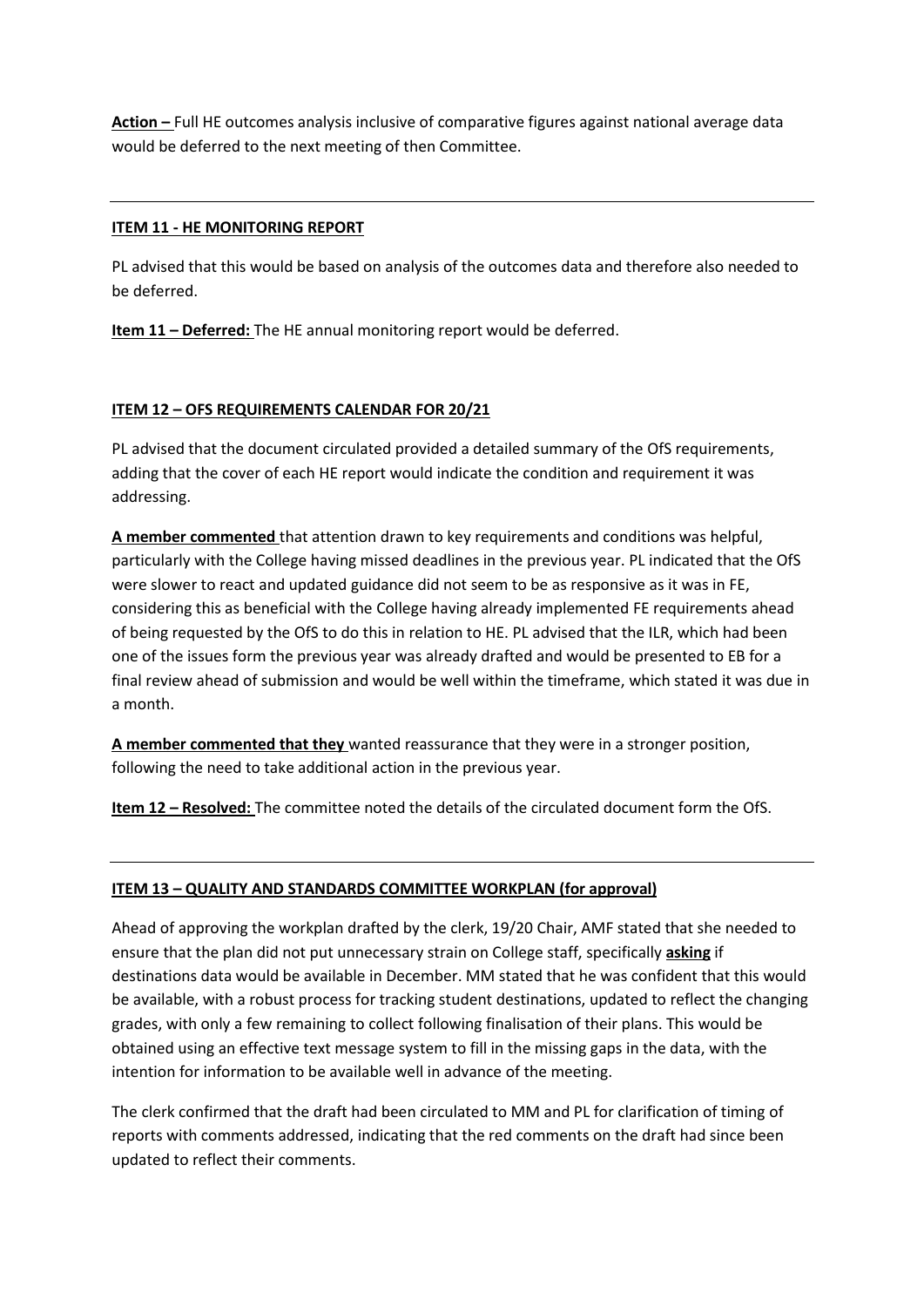**Action –** Full HE outcomes analysis inclusive of comparative figures against national average data would be deferred to the next meeting of then Committee.

---

**ITEM 11 - HE MONITORING REPORT**

PL advised that this would be based on analysis of the outcomes data and therefore also needed to be deferred.

**Item 11 – Deferred:** The HE annual monitoring report would be deferred.

**ITEM 12 – OFS REQUIREMENTS CALENDAR FOR 20/21**

PL advised that the document circulated provided a detailed summary of the OfS requirements, adding that the cover of each HE report would indicate the condition and requirement it was addressing.

**A member commented** that attention drawn to key requirements and conditions was helpful, particularly with the College having missed deadlines in the previous year. PL indicated that the OfS were slower to react and updated guidance did not seem to be as responsive as it was in FE, considering this as beneficial with the College having already implemented FE requirements ahead of being requested by the OfS to do this in relation to HE. PL advised that the ILR, which had been one of the issues form the previous year was already drafted and would be presented to EB for a final review ahead of submission and would be well within the timeframe, which stated it was due in a month.

**A member commented that they** wanted reassurance that they were in a stronger position, following the need to take additional action in the previous year.

**Item 12 – Resolved:** The committee noted the details of the circulated document form the OfS.

---

**ITEM 13 – QUALITY AND STANDARDS COMMITTEE WORKPLAN (for approval)**

Ahead of approving the workplan drafted by the clerk, 19/20 Chair, AMF stated that she needed to ensure that the plan did not put unnecessary strain on College staff, specifically **asking** if destinations data would be available in December. MM stated that he was confident that this would be available, with a robust process for tracking student destinations, updated to reflect the changing grades, with only a few remaining to collect following finalisation of their plans. This would be obtained using an effective text message system to fill in the missing gaps in the data, with the intention for information to be available well in advance of the meeting.

The clerk confirmed that the draft had been circulated to MM and PL for clarification of timing of reports with comments addressed, indicating that the red comments on the draft had since been updated to reflect their comments.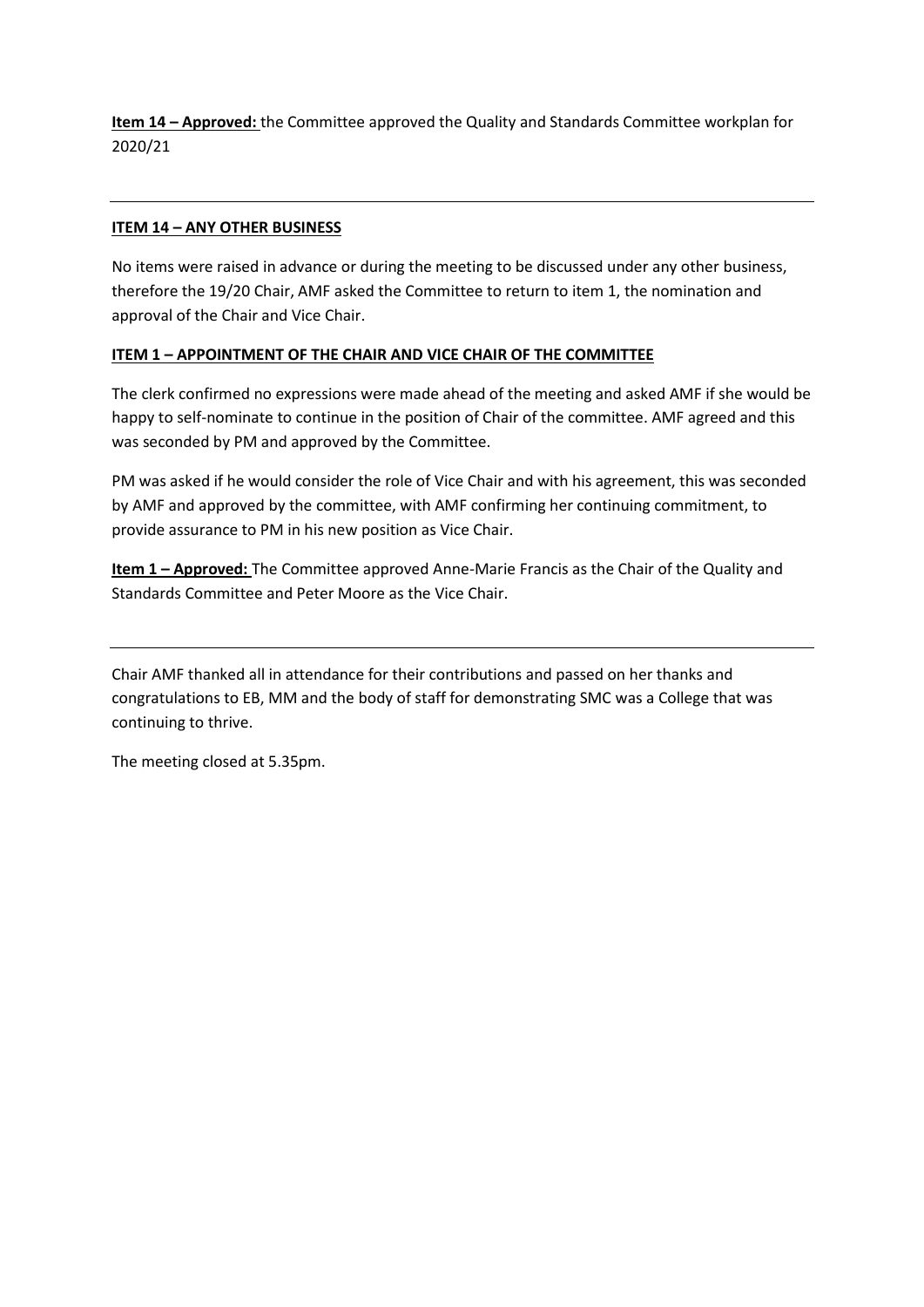**<u>Item 14 – Approved:</u>** the Committee approved the Quality and Standards Committee workplan for 2020/21

---

**<u>ITEM 14 – ANY OTHER BUSINESS</u>**

No items were raised in advance or during the meeting to be discussed under any other business, therefore the 19/20 Chair, AMF asked the Committee to return to item 1, the nomination and approval of the Chair and Vice Chair.

**<u>ITEM 1 – APPOINTMENT OF THE CHAIR AND VICE CHAIR OF THE COMMITTEE</u>**

The clerk confirmed no expressions were made ahead of the meeting and asked AMF if she would be happy to self-nominate to continue in the position of Chair of the committee. AMF agreed and this was seconded by PM and approved by the Committee.

PM was asked if he would consider the role of Vice Chair and with his agreement, this was seconded by AMF and approved by the committee, with AMF confirming her continuing commitment, to provide assurance to PM in his new position as Vice Chair.

**<u>Item 1 – Approved:</u>** The Committee approved Anne-Marie Francis as the Chair of the Quality and Standards Committee and Peter Moore as the Vice Chair.

---

Chair AMF thanked all in attendance for their contributions and passed on her thanks and congratulations to EB, MM and the body of staff for demonstrating SMC was a College that was continuing to thrive.

The meeting closed at 5.35pm.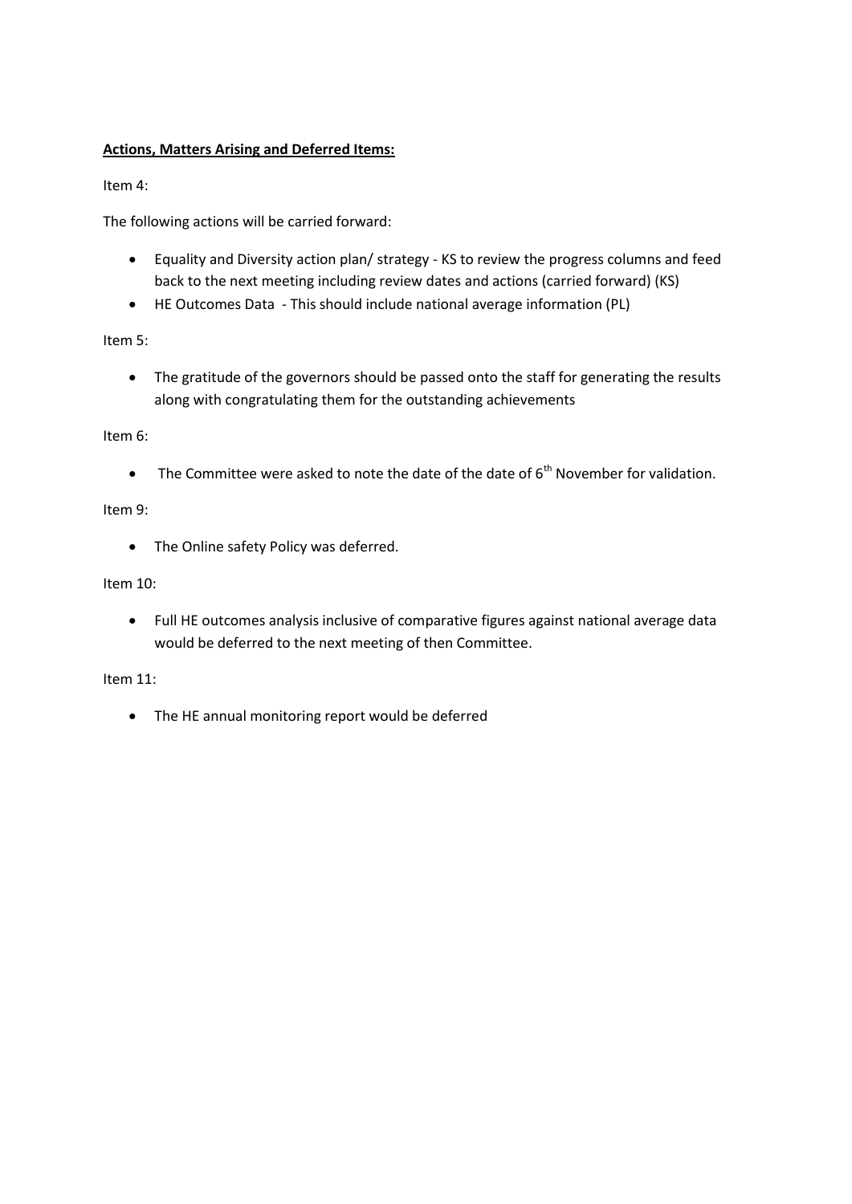**Actions, Matters Arising and Deferred Items:**

Item 4:

The following actions will be carried forward:

- Equality and Diversity action plan/ strategy - KS to review the progress columns and feed back to the next meeting including review dates and actions (carried forward) (KS)
- HE Outcomes Data - This should include national average information (PL)

Item 5:

- The gratitude of the governors should be passed onto the staff for generating the results along with congratulating them for the outstanding achievements

Item 6:

- The Committee were asked to note the date of the date of 6th November for validation.

Item 9:

- The Online safety Policy was deferred.

Item 10:

- Full HE outcomes analysis inclusive of comparative figures against national average data would be deferred to the next meeting of then Committee.

Item 11:

- The HE annual monitoring report would be deferred